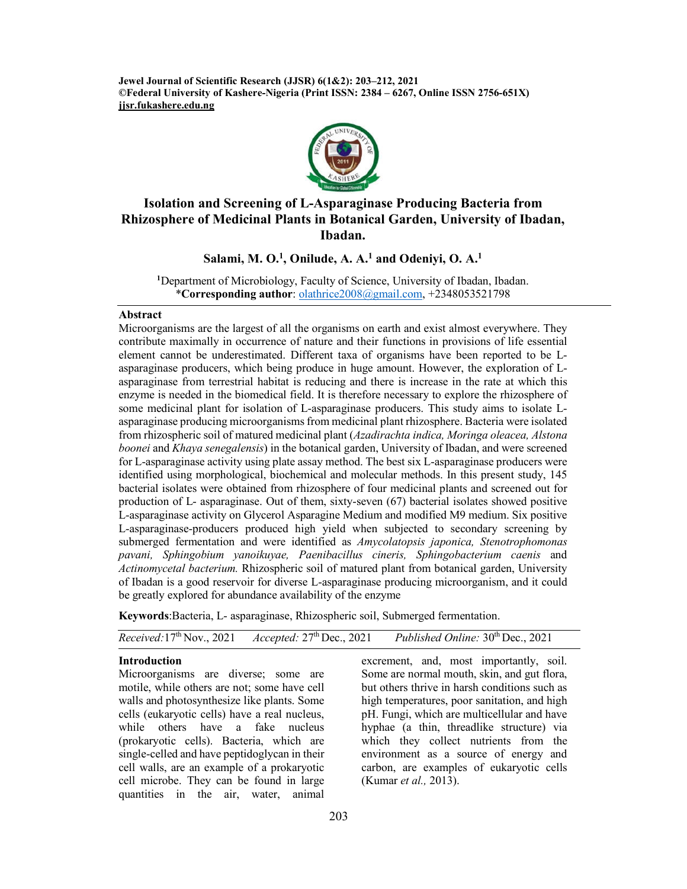# Isolation and Screening of L-Asparaginase Producing Bacteria from Rhizosphere of Medicinal Plants in Botanical Garden, University of Ibadan, Ibadan.

**Salami, M. O.[1], Onilude, A. A.[1] and Odeniyi, O. A.[1]**

[1]Department of Microbiology, Faculty of Science, University of Ibadan, Ibadan.
\***Corresponding author**: olathrice2008@gmail.com, +2348053521798

## Abstract

Microorganisms are the largest of all the organisms on earth and exist almost everywhere. They contribute maximally in occurrence of nature and their functions in provisions of life essential element cannot be underestimated. Different taxa of organisms have been reported to be L-asparaginase producers, which being produce in huge amount. However, the exploration of L-asparaginase from terrestrial habitat is reducing and there is increase in the rate at which this enzyme is needed in the biomedical field. It is therefore necessary to explore the rhizosphere of some medicinal plant for isolation of L-asparaginase producers. This study aims to isolate L-asparaginase producing microorganisms from medicinal plant rhizosphere. Bacteria were isolated from rhizospheric soil of matured medicinal plant (*Azadirachta indica, Moringa oleacea, Alstona boonei* and *Khaya senegalensis*) in the botanical garden, University of Ibadan, and were screened for L-asparaginase activity using plate assay method. The best six L-asparaginase producers were identified using morphological, biochemical and molecular methods. In this present study, 145 bacterial isolates were obtained from rhizosphere of four medicinal plants and screened out for production of L- asparaginase. Out of them, sixty-seven (67) bacterial isolates showed positive L-asparaginase activity on Glycerol Asparagine Medium and modified M9 medium. Six positive L-asparaginase-producers produced high yield when subjected to secondary screening by submerged fermentation and were identified as *Amycolatopsis japonica, Stenotrophomonas pavani, Sphingobium yanoikuyae, Paenibacillus cineris, Sphingobacterium caenis* and *Actinomycetal bacterium.* Rhizospheric soil of matured plant from botanical garden, University of Ibadan is a good reservoir for diverse L-asparaginase producing microorganism, and it could be greatly explored for abundance availability of the enzyme

**Keywords**:Bacteria, L- asparaginase, Rhizospheric soil, Submerged fermentation.

*Received:* 17th Nov., 2021 *Accepted:* 27th Dec., 2021 *Published Online:* 30th Dec., 2021

## Introduction

Microorganisms are diverse; some are motile, while others are not; some have cell walls and photosynthesize like plants. Some cells (eukaryotic cells) have a real nucleus, while others have a fake nucleus (prokaryotic cells). Bacteria, which are single-celled and have peptidoglycan in their cell walls, are an example of a prokaryotic cell microbe. They can be found in large quantities in the air, water, animal excrement, and, most importantly, soil. Some are normal mouth, skin, and gut flora, but others thrive in harsh conditions such as high temperatures, poor sanitation, and high pH. Fungi, which are multicellular and have hyphae (a thin, threadlike structure) via which they collect nutrients from the environment as a source of energy and carbon, are examples of eukaryotic cells (Kumar *et al.,* 2013).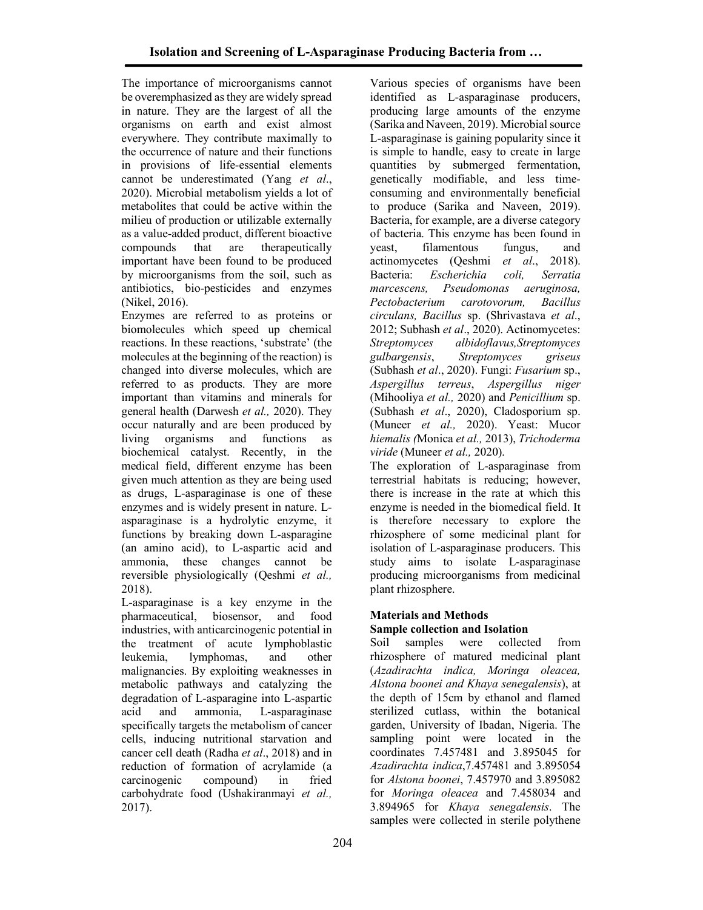The importance of microorganisms cannot be overemphasized as they are widely spread in nature. They are the largest of all the organisms on earth and exist almost everywhere. They contribute maximally to the occurrence of nature and their functions in provisions of life-essential elements cannot be underestimated (Yang *et al*., 2020). Microbial metabolism yields a lot of metabolites that could be active within the milieu of production or utilizable externally as a value-added product, different bioactive compounds that are therapeutically important have been found to be produced by microorganisms from the soil, such as antibiotics, bio-pesticides and enzymes (Nikel, 2016).

Enzymes are referred to as proteins or biomolecules which speed up chemical reactions. In these reactions, 'substrate' (the molecules at the beginning of the reaction) is changed into diverse molecules, which are referred to as products. They are more important than vitamins and minerals for general health (Darwesh *et al.,* 2020). They occur naturally and are been produced by living organisms and functions as biochemical catalyst. Recently, in the medical field, different enzyme has been given much attention as they are being used as drugs, L-asparaginase is one of these enzymes and is widely present in nature. L-asparaginase is a hydrolytic enzyme, it functions by breaking down L-asparagine (an amino acid), to L-aspartic acid and ammonia, these changes cannot be reversible physiologically (Qeshmi *et al.,* 2018).

L-asparaginase is a key enzyme in the pharmaceutical, biosensor, and food industries, with anticarcinogenic potential in the treatment of acute lymphoblastic leukemia, lymphomas, and other malignancies. By exploiting weaknesses in metabolic pathways and catalyzing the degradation of L-asparagine into L-aspartic acid and ammonia, L-asparaginase specifically targets the metabolism of cancer cells, inducing nutritional starvation and cancer cell death (Radha *et al*., 2018) and in reduction of formation of acrylamide (a carcinogenic compound) in fried carbohydrate food (Ushakiranmayi *et al.,* 2017).

Various species of organisms have been identified as L-asparaginase producers, producing large amounts of the enzyme (Sarika and Naveen, 2019). Microbial source L-asparaginase is gaining popularity since it is simple to handle, easy to create in large quantities by submerged fermentation, genetically modifiable, and less time-consuming and environmentally beneficial to produce (Sarika and Naveen, 2019). Bacteria, for example, are a diverse category of bacteria. This enzyme has been found in yeast, filamentous fungus, and actinomycetes (Qeshmi *et al*., 2018). Bacteria: *Escherichia coli, Serratia marcescens, Pseudomonas aeruginosa, Pectobacterium carotovorum, Bacillus circulans, Bacillus* sp. (Shrivastava *et al*., 2012; Subhash *et al*., 2020). Actinomycetes: *Streptomyces albidoflavus,Streptomyces gulbargensis*, *Streptomyces griseus* (Subhash *et al*., 2020). Fungi: *Fusarium* sp., *Aspergillus terreus*, *Aspergillus niger* (Mihooliya *et al.,* 2020) and *Penicillium* sp. (Subhash *et al*., 2020), Cladosporium sp. (Muneer *et al.,* 2020). Yeast: Mucor *hiemalis (*Monica *et al.,* 2013), *Trichoderma viride* (Muneer *et al.,* 2020).

The exploration of L-asparaginase from terrestrial habitats is reducing; however, there is increase in the rate at which this enzyme is needed in the biomedical field. It is therefore necessary to explore the rhizosphere of some medicinal plant for isolation of L-asparaginase producers. This study aims to isolate L-asparaginase producing microorganisms from medicinal plant rhizosphere.

## Materials and Methods

### Sample collection and Isolation

Soil samples were collected from rhizosphere of matured medicinal plant (*Azadirachta indica, Moringa oleacea, Alstona boonei and Khaya senegalensis*), at the depth of 15cm by ethanol and flamed sterilized cutlass, within the botanical garden, University of Ibadan, Nigeria. The sampling point were located in the coordinates 7.457481 and 3.895045 for *Azadirachta indica*,7.457481 and 3.895054 for *Alstona boonei*, 7.457970 and 3.895082 for *Moringa oleacea* and 7.458034 and 3.894965 for *Khaya senegalensis*. The samples were collected in sterile polythene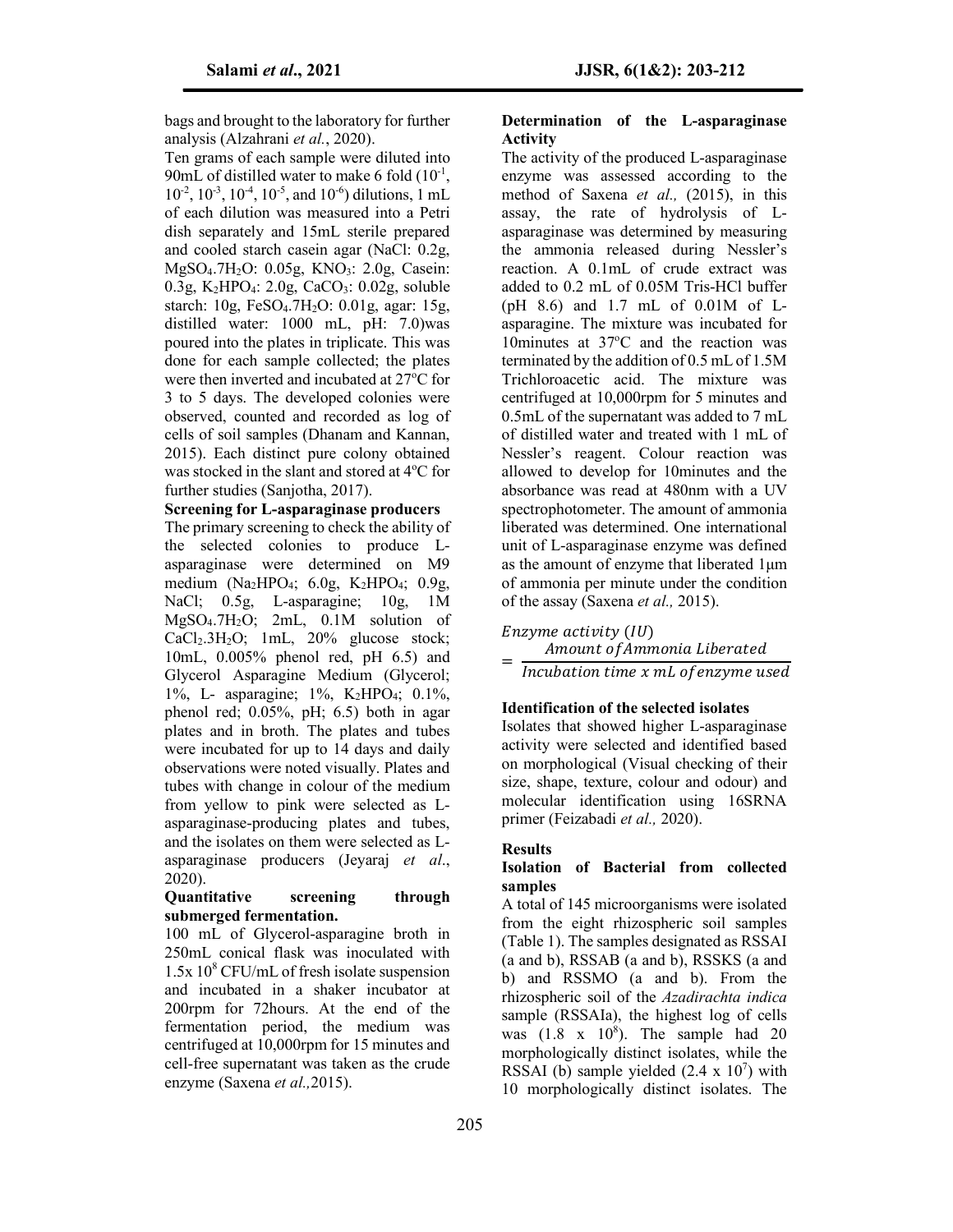bags and brought to the laboratory for further analysis (Alzahrani *et al.*, 2020).

Ten grams of each sample were diluted into 90mL of distilled water to make 6 fold ($10^{-1}$, $10^{-2}$, $10^{-3}$, $10^{-4}$, $10^{-5}$, and $10^{-6}$) dilutions, 1 mL of each dilution was measured into a Petri dish separately and 15mL sterile prepared and cooled starch casein agar (NaCl: 0.2g, $MgSO_4.7H_2O$: 0.05g, $KNO_3$: 2.0g, Casein: 0.3g, $K_2HPO_4$: 2.0g, $CaCO_3$: 0.02g, soluble starch: 10g, $FeSO_4.7H_2O$: 0.01g, agar: 15g, distilled water: 1000 mL, pH: 7.0)was poured into the plates in triplicate. This was done for each sample collected; the plates were then inverted and incubated at 27°C for 3 to 5 days. The developed colonies were observed, counted and recorded as log of cells of soil samples (Dhanam and Kannan, 2015). Each distinct pure colony obtained was stocked in the slant and stored at 4°C for further studies (Sanjotha, 2017).

**Screening for L-asparaginase producers**

The primary screening to check the ability of the selected colonies to produce L-asparaginase were determined on M9 medium ($Na_2HPO_4$; 6.0g, $K_2HPO_4$; 0.9g, NaCl; 0.5g, L-asparagine; 10g, 1M $MgSO_4.7H_2O$; 2mL, 0.1M solution of $CaCl_2.3H_2O$; 1mL, 20% glucose stock; 10mL, 0.005% phenol red, pH 6.5) and Glycerol Asparagine Medium (Glycerol; 1%, L- asparagine; 1%, $K_2HPO_4$; 0.1%, phenol red; 0.05%, pH; 6.5) both in agar plates and in broth. The plates and tubes were incubated for up to 14 days and daily observations were noted visually. Plates and tubes with change in colour of the medium from yellow to pink were selected as L-asparaginase-producing plates and tubes, and the isolates on them were selected as L-asparaginase producers (Jeyaraj *et al*., 2020).

**Quantitative screening through submerged fermentation.**

100 mL of Glycerol-asparagine broth in 250mL conical flask was inoculated with $1.5x\ 10^8$ CFU/mL of fresh isolate suspension and incubated in a shaker incubator at 200rpm for 72hours. At the end of the fermentation period, the medium was centrifuged at 10,000rpm for 15 minutes and cell-free supernatant was taken as the crude enzyme (Saxena *et al.,*2015).

**Determination of the L-asparaginase Activity**

The activity of the produced L-asparaginase enzyme was assessed according to the method of Saxena *et al.,* (2015), in this assay, the rate of hydrolysis of L-asparaginase was determined by measuring the ammonia released during Nessler's reaction. A 0.1mL of crude extract was added to 0.2 mL of 0.05M Tris-HCl buffer (pH 8.6) and 1.7 mL of 0.01M of L-asparagine. The mixture was incubated for 10minutes at 37°C and the reaction was terminated by the addition of 0.5 mL of 1.5M Trichloroacetic acid. The mixture was centrifuged at 10,000rpm for 5 minutes and 0.5mL of the supernatant was added to 7 mL of distilled water and treated with 1 mL of Nessler's reagent. Colour reaction was allowed to develop for 10minutes and the absorbance was read at 480nm with a UV spectrophotometer. The amount of ammonia liberated was determined. One international unit of L-asparaginase enzyme was defined as the amount of enzyme that liberated 1μm of ammonia per minute under the condition of the assay (Saxena *et al.,* 2015).

$$Enzyme\ activity\ (IU) = \frac{Amount\ of Ammonia\ Liberated}{Incubation\ time\ x\ mL\ of\ enzyme\ used}$$

**Identification of the selected isolates**

Isolates that showed higher L-asparaginase activity were selected and identified based on morphological (Visual checking of their size, shape, texture, colour and odour) and molecular identification using 16SRNA primer (Feizabadi *et al.,* 2020).

## Results

**Isolation of Bacterial from collected samples**

A total of 145 microorganisms were isolated from the eight rhizospheric soil samples (Table 1). The samples designated as RSSAI (a and b), RSSAB (a and b), RSSKS (a and b) and RSSMO (a and b). From the rhizospheric soil of the *Azadirachta indica* sample (RSSAIa), the highest log of cells was ($1.8\ x\ 10^8$). The sample had 20 morphologically distinct isolates, while the RSSAI (b) sample yielded ($2.4\ x\ 10^7$) with 10 morphologically distinct isolates. The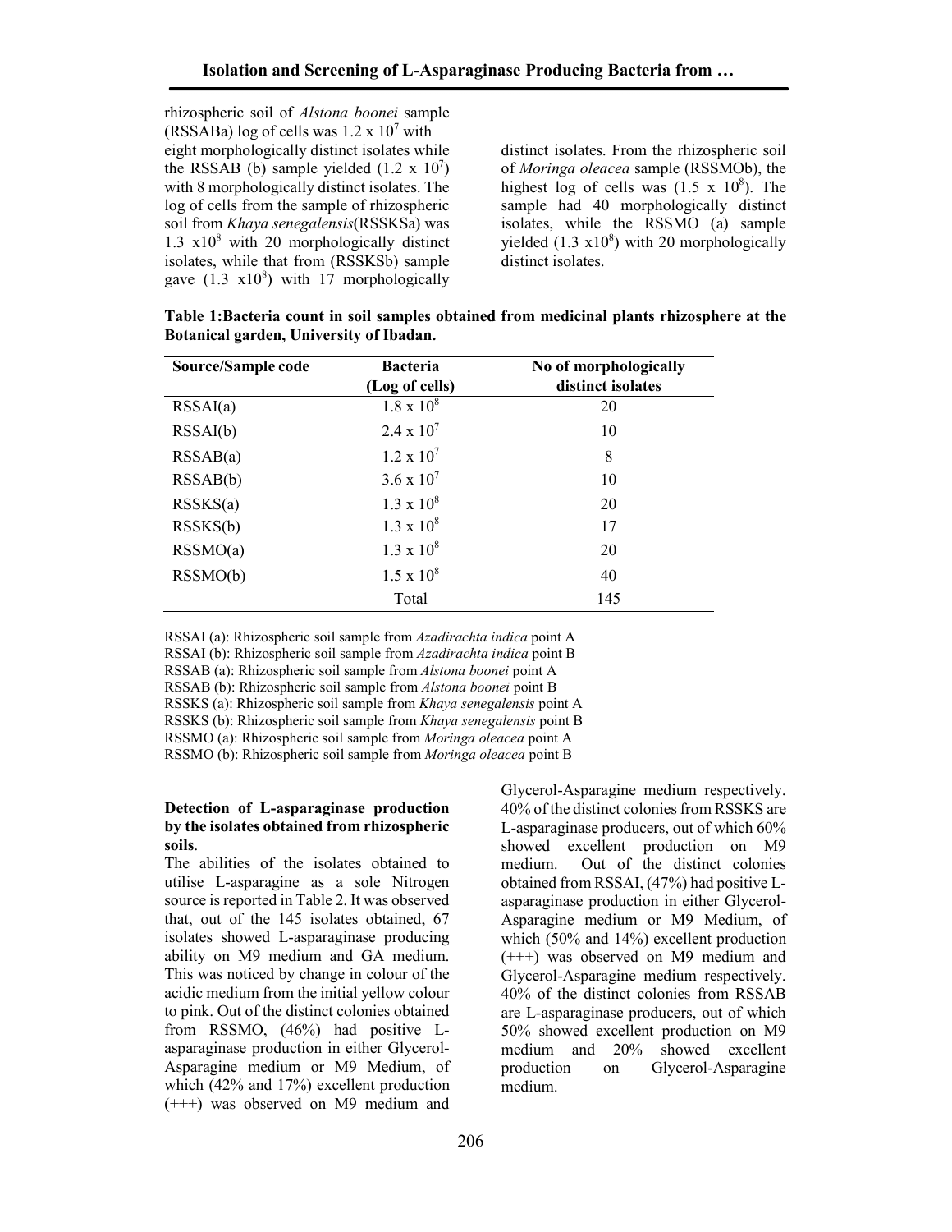rhizospheric soil of *Alstona boonei* sample (RSSABa) log of cells was $1.2 \times 10^7$ with eight morphologically distinct isolates while the RSSAB (b) sample yielded ($1.2 \times 10^7$) with 8 morphologically distinct isolates. The log of cells from the sample of rhizospheric soil from *Khaya senegalensis*(RSSKSa) was $1.3 \times 10^8$ with 20 morphologically distinct isolates, while that from (RSSKSb) sample gave ($1.3 \times 10^8$) with 17 morphologically distinct isolates. From the rhizospheric soil of *Moringa oleacea* sample (RSSMOb), the highest log of cells was ($1.5 \times 10^8$). The sample had 40 morphologically distinct isolates, while the RSSMO (a) sample yielded ($1.3 \times 10^8$) with 20 morphologically distinct isolates.

**Table 1:Bacteria count in soil samples obtained from medicinal plants rhizosphere at the Botanical garden, University of Ibadan.**

| Source/Sample code | Bacteria (Log of cells) | No of morphologically distinct isolates |
|---|---|---|
| RSSAI(a) | $1.8 \times 10^8$ | 20 |
| RSSAI(b) | $2.4 \times 10^7$ | 10 |
| RSSAB(a) | $1.2 \times 10^7$ | 8 |
| RSSAB(b) | $3.6 \times 10^7$ | 10 |
| RSSKS(a) | $1.3 \times 10^8$ | 20 |
| RSSKS(b) | $1.3 \times 10^8$ | 17 |
| RSSMO(a) | $1.3 \times 10^8$ | 20 |
| RSSMO(b) | $1.5 \times 10^8$ | 40 |
| | Total | 145 |

RSSAI (a): Rhizospheric soil sample from *Azadirachta indica* point A
RSSAI (b): Rhizospheric soil sample from *Azadirachta indica* point B
RSSAB (a): Rhizospheric soil sample from *Alstona boonei* point A
RSSAB (b): Rhizospheric soil sample from *Alstona boonei* point B
RSSKS (a): Rhizospheric soil sample from *Khaya senegalensis* point A
RSSKS (b): Rhizospheric soil sample from *Khaya senegalensis* point B
RSSMO (a): Rhizospheric soil sample from *Moringa oleacea* point A
RSSMO (b): Rhizospheric soil sample from *Moringa oleacea* point B

**Detection of L-asparaginase production by the isolates obtained from rhizospheric soils**.

The abilities of the isolates obtained to utilise L-asparagine as a sole Nitrogen source is reported in Table 2. It was observed that, out of the 145 isolates obtained, 67 isolates showed L-asparaginase producing ability on M9 medium and GA medium. This was noticed by change in colour of the acidic medium from the initial yellow colour to pink. Out of the distinct colonies obtained from RSSMO, (46%) had positive L-asparaginase production in either Glycerol-Asparagine medium or M9 Medium, of which (42% and 17%) excellent production (+++) was observed on M9 medium and Glycerol-Asparagine medium respectively. 40% of the distinct colonies from RSSKS are L-asparaginase producers, out of which 60% showed excellent production on M9 medium. Out of the distinct colonies obtained from RSSAI, (47%) had positive L-asparaginase production in either Glycerol-Asparagine medium or M9 Medium, of which (50% and 14%) excellent production (+++) was observed on M9 medium and Glycerol-Asparagine medium respectively. 40% of the distinct colonies from RSSAB are L-asparaginase producers, out of which 50% showed excellent production on M9 medium and 20% showed excellent production on Glycerol-Asparagine medium.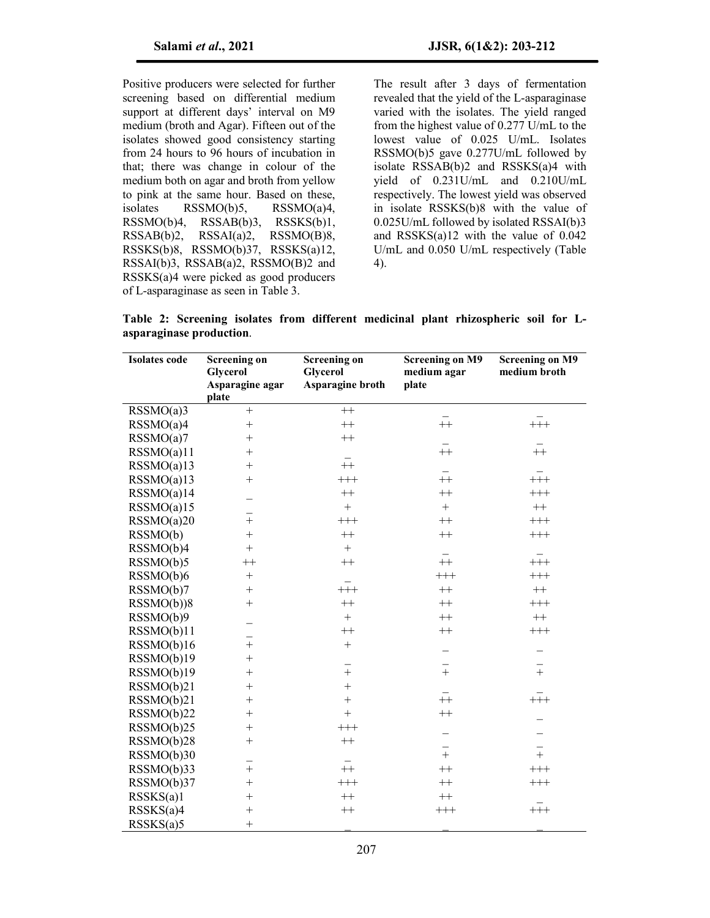Positive producers were selected for further screening based on differential medium support at different days' interval on M9 medium (broth and Agar). Fifteen out of the isolates showed good consistency starting from 24 hours to 96 hours of incubation in that; there was change in colour of the medium both on agar and broth from yellow to pink at the same hour. Based on these, isolates RSSMO(b)5, RSSMO(a)4, RSSMO(b)4, RSSAB(b)3, RSSKS(b)1, RSSAB(b)2, RSSAI(a)2, RSSMO(B)8, RSSKS(b)8, RSSMO(b)37, RSSKS(a)12, RSSAI(b)3, RSSAB(a)2, RSSMO(B)2 and RSSKS(a)4 were picked as good producers of L-asparaginase as seen in Table 3.

The result after 3 days of fermentation revealed that the yield of the L-asparaginase varied with the isolates. The yield ranged from the highest value of 0.277 U/mL to the lowest value of 0.025 U/mL. Isolates RSSMO(b)5 gave 0.277U/mL followed by isolate RSSAB(b)2 and RSSKS(a)4 with yield of 0.231U/mL and 0.210U/mL respectively. The lowest yield was observed in isolate RSSKS(b)8 with the value of 0.025U/mL followed by isolated RSSAI(b)3 and RSSKS(a)12 with the value of 0.042 U/mL and 0.050 U/mL respectively (Table 4).

**Table 2: Screening isolates from different medicinal plant rhizospheric soil for L-asparaginase production**.

| Isolates code | Screening on Glycerol Asparagine agar plate | Screening on Glycerol Asparagine broth | Screening on M9 medium agar plate | Screening on M9 medium broth |
|---|---|---|---|---|
| RSSMO(a)3 | + | ++ | _ | _ |
| RSSMO(a)4 | + | ++ | ++ | +++ |
| RSSMO(a)7 | + | ++ | _ | _ |
| RSSMO(a)11 | + | _ | ++ | ++ |
| RSSMO(a)13 | + | ++ | _ | _ |
| RSSMO(a)13 | + | +++ | ++ | +++ |
| RSSMO(a)14 | _ | ++ | ++ | +++ |
| RSSMO(a)15 | _ | + | + | ++ |
| RSSMO(a)20 | + | +++ | ++ | +++ |
| RSSMO(b) | + | ++ | ++ | +++ |
| RSSMO(b)4 | + | + | _ | _ |
| RSSMO(b)5 | ++ | ++ | ++ | +++ |
| RSSMO(b)6 | + | _ | +++ | +++ |
| RSSMO(b)7 | + | +++ | ++ | ++ |
| RSSMO(b))8 | + | ++ | ++ | +++ |
| RSSMO(b)9 | _ | + | ++ | ++ |
| RSSMO(b)11 | _ | ++ | ++ | +++ |
| RSSMO(b)16 | + | + | _ | _ |
| RSSMO(b)19 | + | _ | _ | _ |
| RSSMO(b)19 | + | + | + | + |
| RSSMO(b)21 | + | + | _ | _ |
| RSSMO(b)21 | + | + | ++ | +++ |
| RSSMO(b)22 | + | + | ++ | _ |
| RSSMO(b)25 | + | +++ | _ | _ |
| RSSMO(b)28 | + | ++ | _ | _ |
| RSSMO(b)30 | _ | _ | + | + |
| RSSMO(b)33 | + | ++ | ++ | +++ |
| RSSMO(b)37 | + | +++ | ++ | +++ |
| RSSKS(a)1 | + | ++ | ++ | _ |
| RSSKS(a)4 | + | ++ | +++ | +++ |
| RSSKS(a)5 | + | _ | _ | _ |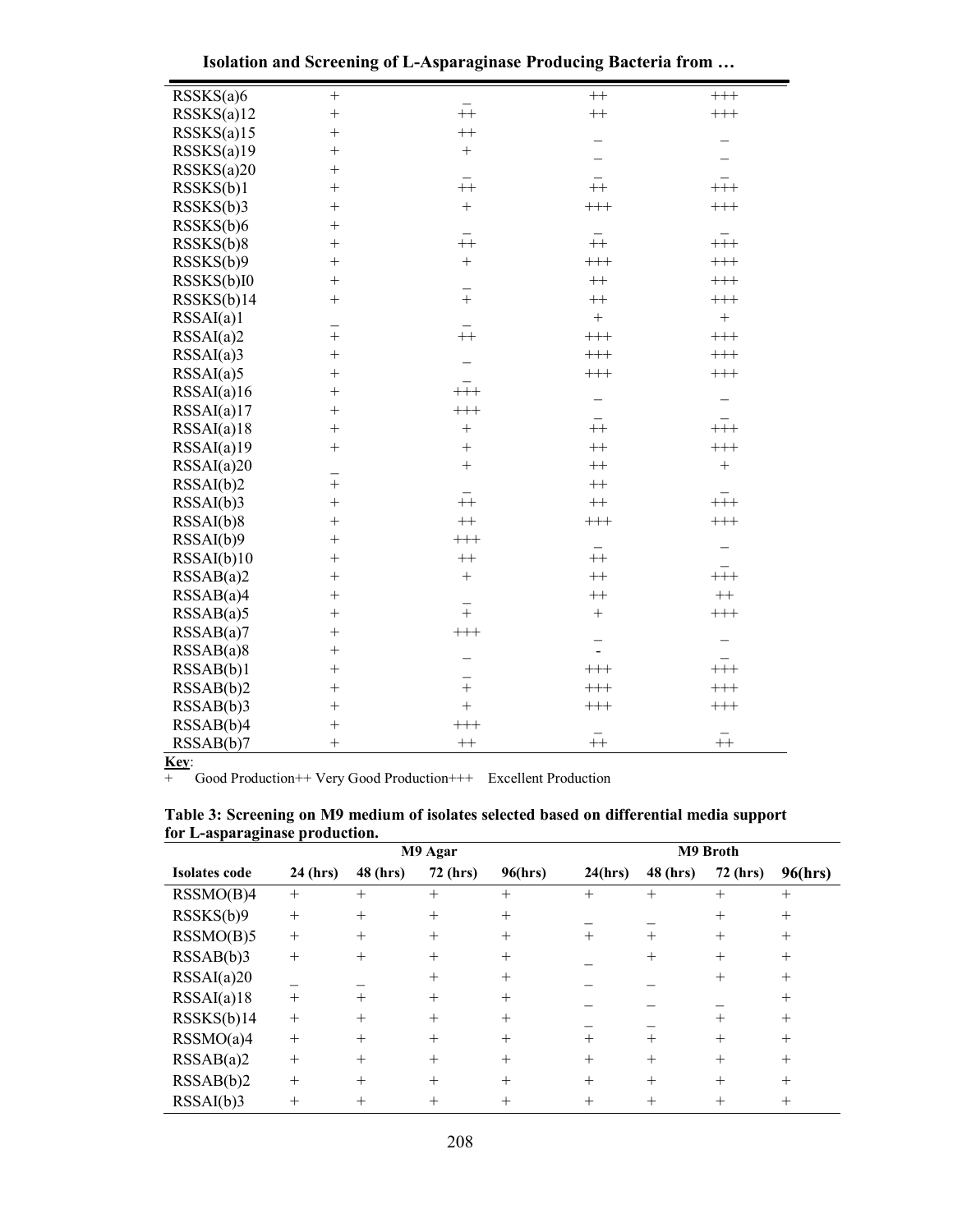| | | | | |
|---|---|---|---|---|
| RSSKS(a)6 | + | _ | ++ | +++ |
| RSSKS(a)12 | + | ++ | ++ | +++ |
| RSSKS(a)15 | + | ++ | _ | _ |
| RSSKS(a)19 | + | + | _ | _ |
| RSSKS(a)20 | + | _ | _ | _ |
| RSSKS(b)1 | + | ++ | ++ | +++ |
| RSSKS(b)3 | + | + | +++ | +++ |
| RSSKS(b)6 | + | _ | _ | _ |
| RSSKS(b)8 | + | ++ | ++ | +++ |
| RSSKS(b)9 | + | + | +++ | +++ |
| RSSKS(b)I0 | + | _ | ++ | +++ |
| RSSKS(b)14 | + | + | ++ | +++ |
| RSSAI(a)1 | _ | _ | + | + |
| RSSAI(a)2 | + | ++ | +++ | +++ |
| RSSAI(a)3 | + | _ | +++ | +++ |
| RSSAI(a)5 | + | _ | +++ | +++ |
| RSSAI(a)16 | + | +++ | _ | _ |
| RSSAI(a)17 | + | +++ | _ | _ |
| RSSAI(a)18 | + | + | ++ | +++ |
| RSSAI(a)19 | + | + | ++ | +++ |
| RSSAI(a)20 | _ | + | ++ | + |
| RSSAI(b)2 | + | _ | ++ | _ |
| RSSAI(b)3 | + | ++ | ++ | +++ |
| RSSAI(b)8 | + | ++ | +++ | +++ |
| RSSAI(b)9 | + | +++ | _ | _ |
| RSSAI(b)10 | + | ++ | ++ | _ |
| RSSAB(a)2 | + | + | ++ | +++ |
| RSSAB(a)4 | + | _ | ++ | ++ |
| RSSAB(a)5 | + | + | + | +++ |
| RSSAB(a)7 | + | +++ | _ | _ |
| RSSAB(a)8 | + | _ | - | _ |
| RSSAB(b)1 | + | _ | +++ | +++ |
| RSSAB(b)2 | + | + | +++ | +++ |
| RSSAB(b)3 | + | + | +++ | +++ |
| RSSAB(b)4 | + | +++ | _ | _ |
| RSSAB(b)7 | + | ++ | ++ | ++ |

**Key**:
\+ Good Production ++ Very Good Production +++ Excellent Production

**Table 3: Screening on M9 medium of isolates selected based on differential media support for L-asparaginase production.**

| | M9 Agar | | | | M9 Broth | | | |
|---|---|---|---|---|---|---|---|---|
| **Isolates code** | **24 (hrs)** | **48 (hrs)** | **72 (hrs)** | **96(hrs)** | **24(hrs)** | **48 (hrs)** | **72 (hrs)** | **96(hrs)** |
| RSSMO(B)4 | + | + | + | + | + | + | + | + |
| RSSKS(b)9 | + | + | + | + | _ | _ | + | + |
| RSSMO(B)5 | + | + | + | + | + | + | + | + |
| RSSAB(b)3 | + | + | + | + | _ | + | + | + |
| RSSAI(a)20 | _ | _ | + | + | _ | _ | + | + |
| RSSAI(a)18 | + | + | + | + | _ | _ | _ | + |
| RSSKS(b)14 | + | + | + | + | _ | _ | + | + |
| RSSMO(a)4 | + | + | + | + | + | + | + | + |
| RSSAB(a)2 | + | + | + | + | + | + | + | + |
| RSSAB(b)2 | + | + | + | + | + | + | + | + |
| RSSAI(b)3 | + | + | + | + | + | + | + | + |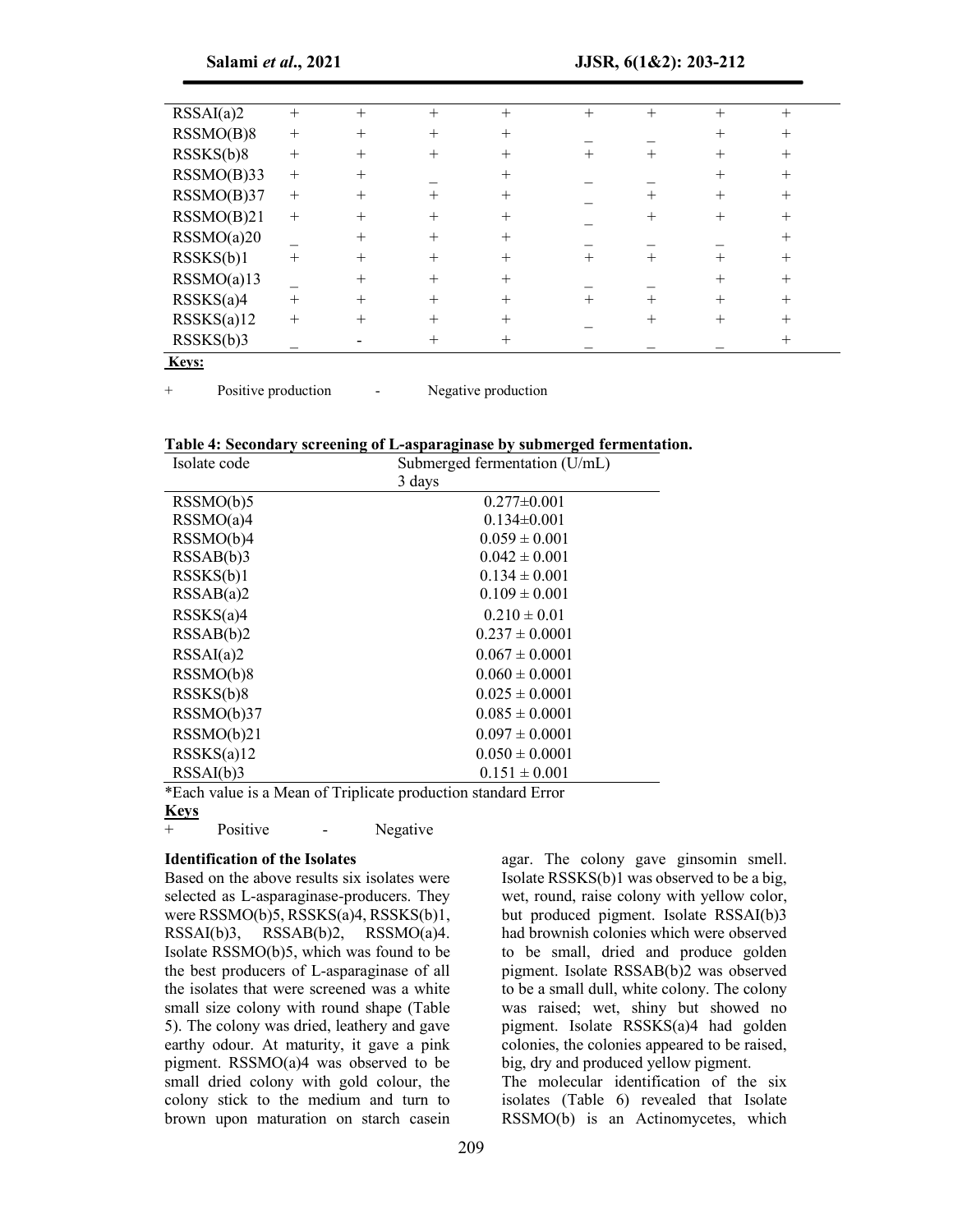| | | | | | | | | |
|---|---|---|---|---|---|---|---|---|
| RSSAI(a)2 | + | + | + | + | + | + | + | + |
| RSSMO(B)8 | + | + | + | + | _ | _ | + | + |
| RSSKS(b)8 | + | + | + | + | + | + | + | + |
| RSSMO(B)33 | + | + | _ | + | _ | _ | + | + |
| RSSMO(B)37 | + | + | + | + | _ | + | + | + |
| RSSMO(B)21 | + | + | + | + | _ | + | + | + |
| RSSMO(a)20 | _ | + | + | + | _ | _ | _ | + |
| RSSKS(b)1 | + | + | + | + | + | + | + | + |
| RSSMO(a)13 | _ | + | + | + | _ | _ | + | + |
| RSSKS(a)4 | + | + | + | + | + | + | + | + |
| RSSKS(a)12 | + | + | + | + | _ | + | + | + |
| RSSKS(b)3 | _ | - | + | + | _ | _ | _ | + |

**Keys:**

+ Positive production - Negative production

**Table 4: Secondary screening of L-asparaginase by submerged fermentation.**

| Isolate code | Submerged fermentation (U/mL) 3 days |
|---|---|
| RSSMO(b)5 | 0.277±0.001 |
| RSSMO(a)4 | 0.134±0.001 |
| RSSMO(b)4 | 0.059 ± 0.001 |
| RSSAB(b)3 | 0.042 ± 0.001 |
| RSSKS(b)1 | 0.134 ± 0.001 |
| RSSAB(a)2 | 0.109 ± 0.001 |
| RSSKS(a)4 | 0.210 ± 0.01 |
| RSSAB(b)2 | 0.237 ± 0.0001 |
| RSSAI(a)2 | 0.067 ± 0.0001 |
| RSSMO(b)8 | 0.060 ± 0.0001 |
| RSSKS(b)8 | 0.025 ± 0.0001 |
| RSSMO(b)37 | 0.085 ± 0.0001 |
| RSSMO(b)21 | 0.097 ± 0.0001 |
| RSSKS(a)12 | 0.050 ± 0.0001 |
| RSSAI(b)3 | 0.151 ± 0.001 |

*Each value is a Mean of Triplicate production standard Error

**Keys**

+ Positive - Negative

### Identification of the Isolates

Based on the above results six isolates were selected as L-asparaginase-producers. They were RSSMO(b)5, RSSKS(a)4, RSSKS(b)1, RSSAI(b)3, RSSAB(b)2, RSSMO(a)4. Isolate RSSMO(b)5, which was found to be the best producers of L-asparaginase of all the isolates that were screened was a white small size colony with round shape (Table 5). The colony was dried, leathery and gave earthy odour. At maturity, it gave a pink pigment. RSSMO(a)4 was observed to be small dried colony with gold colour, the colony stick to the medium and turn to brown upon maturation on starch casein agar. The colony gave ginsomin smell. Isolate RSSKS(b)1 was observed to be a big, wet, round, raise colony with yellow color, but produced pigment. Isolate RSSAI(b)3 had brownish colonies which were observed to be small, dried and produce golden pigment. Isolate RSSAB(b)2 was observed to be a small dull, white colony. The colony was raised; wet, shiny but showed no pigment. Isolate RSSKS(a)4 had golden colonies, the colonies appeared to be raised, big, dry and produced yellow pigment.

The molecular identification of the six isolates (Table 6) revealed that Isolate RSSMO(b) is an Actinomycetes, which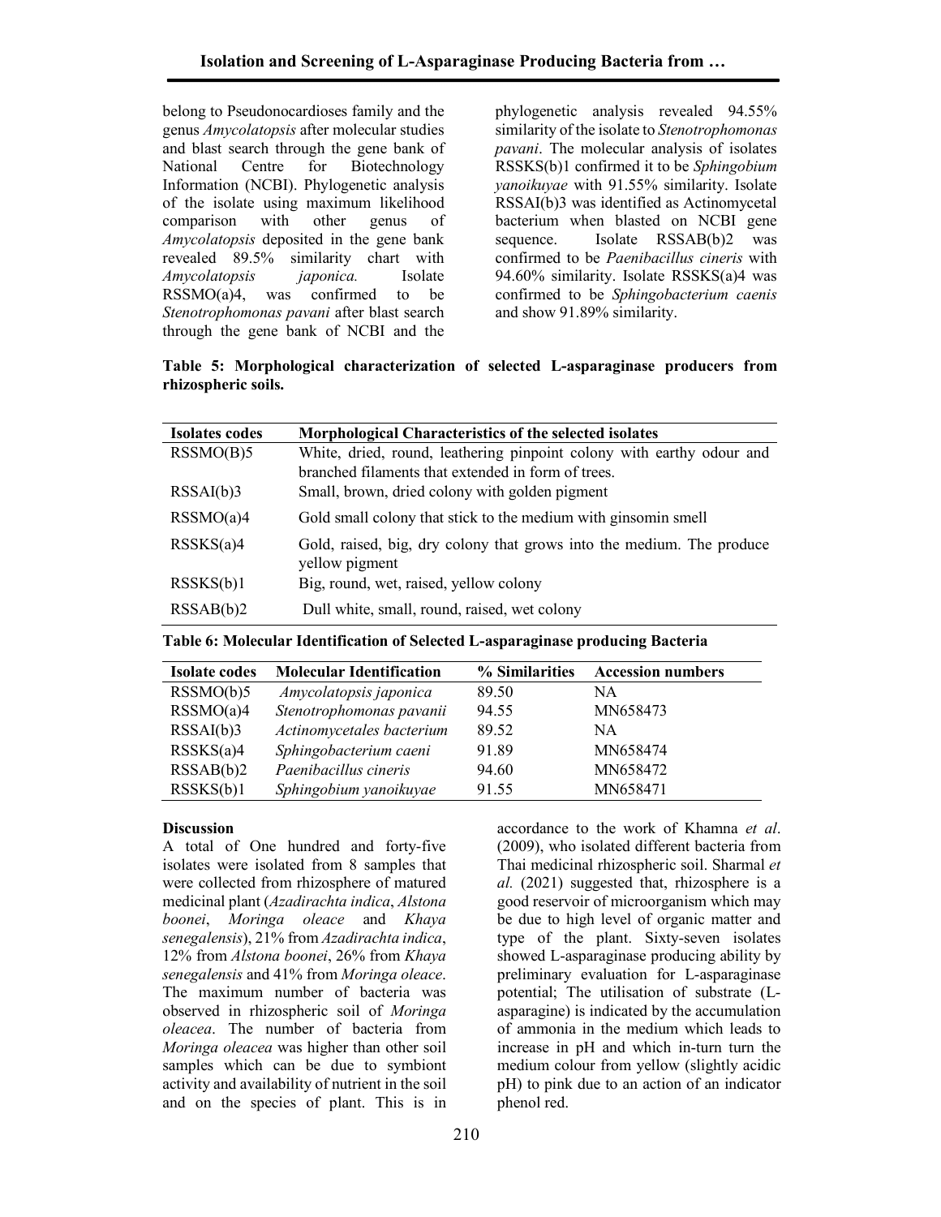belong to Pseudonocardioses family and the genus *Amycolatopsis* after molecular studies and blast search through the gene bank of National Centre for Biotechnology Information (NCBI). Phylogenetic analysis of the isolate using maximum likelihood comparison with other genus of *Amycolatopsis* deposited in the gene bank revealed 89.5% similarity chart with *Amycolatopsis japonica.* Isolate RSSMO(a)4, was confirmed to be *Stenotrophomonas pavani* after blast search through the gene bank of NCBI and the phylogenetic analysis revealed 94.55% similarity of the isolate to *Stenotrophomonas pavani*. The molecular analysis of isolates RSSKS(b)1 confirmed it to be *Sphingobium yanoikuyae* with 91.55% similarity. Isolate RSSAI(b)3 was identified as Actinomycetal bacterium when blasted on NCBI gene sequence. Isolate RSSAB(b)2 was confirmed to be *Paenibacillus cineris* with 94.60% similarity. Isolate RSSKS(a)4 was confirmed to be *Sphingobacterium caenis* and show 91.89% similarity.

**Table 5: Morphological characterization of selected L-asparaginase producers from rhizospheric soils.**

| Isolates codes | Morphological Characteristics of the selected isolates |
|---|---|
| RSSMO(B)5 | White, dried, round, leathering pinpoint colony with earthy odour and branched filaments that extended in form of trees. |
| RSSAI(b)3 | Small, brown, dried colony with golden pigment |
| RSSMO(a)4 | Gold small colony that stick to the medium with ginsomin smell |
| RSSKS(a)4 | Gold, raised, big, dry colony that grows into the medium. The produce yellow pigment |
| RSSKS(b)1 | Big, round, wet, raised, yellow colony |
| RSSAB(b)2 | Dull white, small, round, raised, wet colony |

**Table 6: Molecular Identification of Selected L-asparaginase producing Bacteria**

| Isolate codes | Molecular Identification | % Similarities | Accession numbers |
|---|---|---|---|
| RSSMO(b)5 | *Amycolatopsis japonica* | 89.50 | NA |
| RSSMO(a)4 | *Stenotrophomonas pavanii* | 94.55 | MN658473 |
| RSSAI(b)3 | *Actinomycetales bacterium* | 89.52 | NA |
| RSSKS(a)4 | *Sphingobacterium caeni* | 91.89 | MN658474 |
| RSSAB(b)2 | *Paenibacillus cineris* | 94.60 | MN658472 |
| RSSKS(b)1 | *Sphingobium yanoikuyae* | 91.55 | MN658471 |

**Discussion**

A total of One hundred and forty-five isolates were isolated from 8 samples that were collected from rhizosphere of matured medicinal plant (*Azadirachta indica*, *Alstona boonei*, *Moringa oleace* and *Khaya senegalensis*), 21% from *Azadirachta indica*, 12% from *Alstona boonei*, 26% from *Khaya senegalensis* and 41% from *Moringa oleace*. The maximum number of bacteria was observed in rhizospheric soil of *Moringa oleacea*. The number of bacteria from *Moringa oleacea* was higher than other soil samples which can be due to symbiont activity and availability of nutrient in the soil and on the species of plant. This is in accordance to the work of Khamna *et al*. (2009), who isolated different bacteria from Thai medicinal rhizospheric soil. Sharmal *et al.* (2021) suggested that, rhizosphere is a good reservoir of microorganism which may be due to high level of organic matter and type of the plant. Sixty-seven isolates showed L-asparaginase producing ability by preliminary evaluation for L-asparaginase potential; The utilisation of substrate (L-asparagine) is indicated by the accumulation of ammonia in the medium which leads to increase in pH and which in-turn turn the medium colour from yellow (slightly acidic pH) to pink due to an action of an indicator phenol red.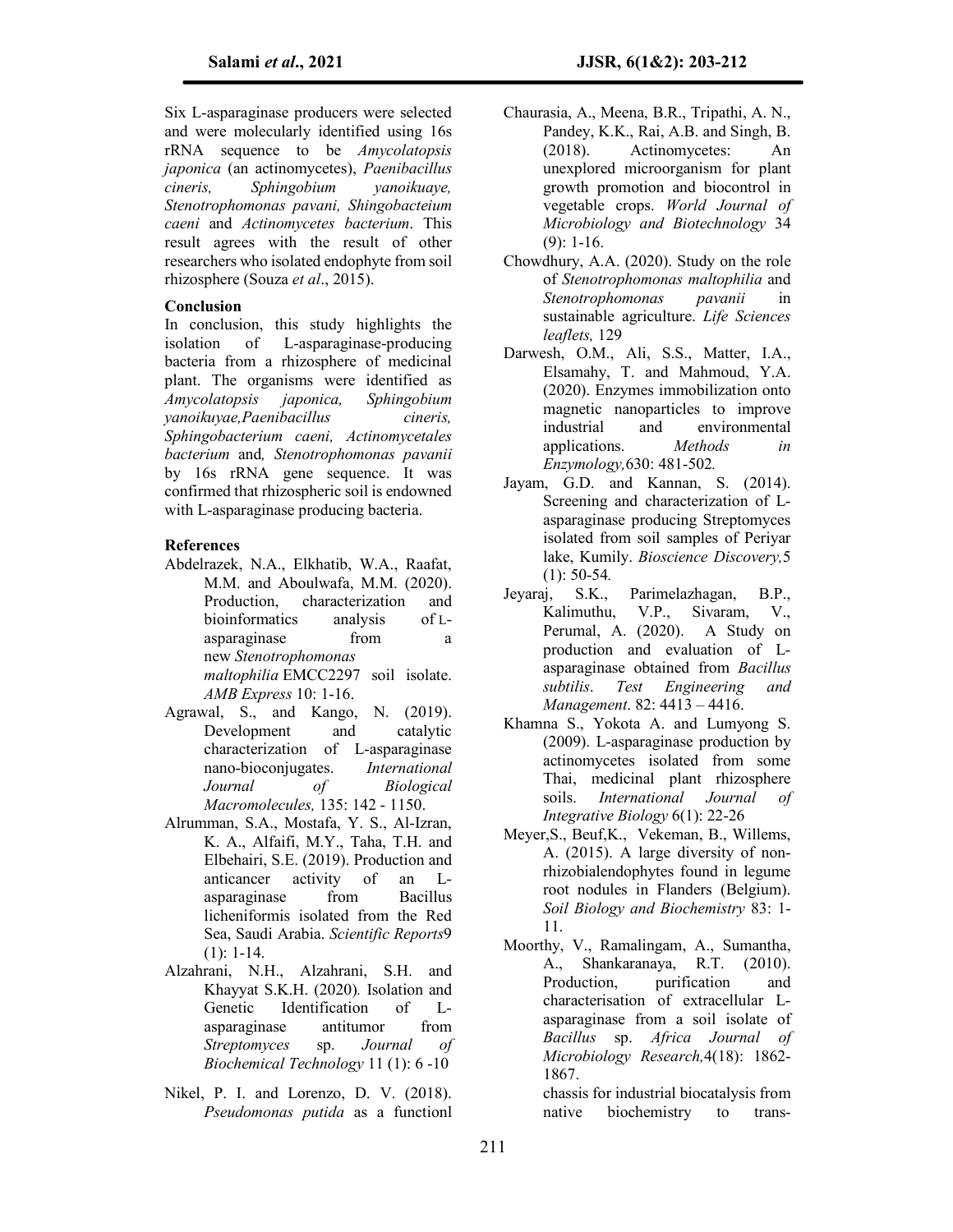Six L-asparaginase producers were selected and were molecularly identified using 16s rRNA sequence to be *Amycolatopsis japonica* (an actinomycetes), *Paenibaikillus cineris, Sphingobium yanoikuaye, Stenotrophomonas pavani, Shingobacteium caeni* and *Actinomycetes bacterium*. This result agrees with the result of other researchers who isolated endophyte from soil rhizosphere (Souza *et al*., 2015).

## Conclusion

In conclusion, this study highlights the isolation of L-asparaginase-producing bacteria from a rhizosphere of medicinal plant. The organisms were identified as *Amycolatopsis japonica, Sphingobium yanoikuyae,Paenibacillus cineris, Sphingobacterium caeni, Actinomycetales bacterium* and*, Stenotrophomonas pavanii* by 16s rRNA gene sequence. It was confirmed that rhizospheric soil is endowned with L-asparaginase producing bacteria.

## References

Abdelrazek, N.A., Elkhatib, W.A., Raafat, M.M. and Aboulwafa, M.M. (2020). Production, characterization and bioinformatics analysis of L-asparaginase from a new *Stenotrophomonas maltophilia* EMCC2297 soil isolate. *AMB Express* 10: 1-16.

Agrawal, S., and Kango, N. (2019). Development and catalytic characterization of L-asparaginase nano-bioconjugates. *International Journal of Biological Macromolecules,* 135: 142 - 1150.

Alrumman, S.A., Mostafa, Y. S., Al-Izran, K. A., Alfaifi, M.Y., Taha, T.H. and Elbehairi, S.E. (2019). Production and anticancer activity of an L-asparaginase from Bacillus licheniformis isolated from the Red Sea, Saudi Arabia. *Scientific Reports*9 (1): 1-14.

Alzahrani, N.H., Alzahrani, S.H. and Khayyat S.K.H. (2020). Isolation and Genetic Identification of L-asparaginase antitumor from *Streptomyces* sp. *Journal of Biochemical Technology* 11 (1): 6 -10

Nikel, P. I. and Lorenzo, D. V. (2018). *Pseudomonas putida* as a functionl

Chaurasia, A., Meena, B.R., Tripathi, A. N., Pandey, K.K., Rai, A.B. and Singh, B. (2018). Actinomycetes: An unexplored microorganism for plant growth promotion and biocontrol in vegetable crops. *World Journal of Microbiology and Biotechnology* 34 (9): 1-16.

Chowdhury, A.A. (2020). Study on the role of *Stenotrophomonas maltophilia* and *Stenotrophomonas pavanii* in sustainable agriculture. *Life Sciences leaflets,* 129

Darwesh, O.M., Ali, S.S., Matter, I.A., Elsamahy, T. and Mahmoud, Y.A. (2020). Enzymes immobilization onto magnetic nanoparticles to improve industrial and environmental applications. *Methods in Enzymology,*630: 481-502*.*

Jayam, G.D. and Kannan, S. (2014). Screening and characterization of L-asparaginase producing Streptomyces isolated from soil samples of Periyar lake, Kumily. *Bioscience Discovery,*5 (1): 50-54*.*

Jeyaraj, S.K., Parimelazhagan, B.P., Kalimuthu, V.P., Sivaram, V., Perumal, A. (2020). A Study on production and evaluation of L-asparaginase obtained from *Bacillus subtilis*. *Test Engineering and Management*. 82: 4413 – 4416.

Khamna S., Yokota A. and Lumyong S. (2009). L-asparaginase production by actinomycetes isolated from some Thai, medicinal plant rhizosphere soils. *International Journal of Integrative Biology* 6(1): 22-26

Meyer,S., Beuf,K., Vekeman, B., Willems, A. (2015). A large diversity of non-rhizobialendophytes found in legume root nodules in Flanders (Belgium). *Soil Biology and Biochemistry* 83: 1-11.

Moorthy, V., Ramalingam, A., Sumantha, A., Shankaranaya, R.T. (2010). Production, purification and characterisation of extracellular L-asparaginase from a soil isolate of *Bacillus* sp. *Africa Journal of Microbiology Research,*4(18): 1862-1867.

chassis for industrial biocatalysis from native biochemistry to trans-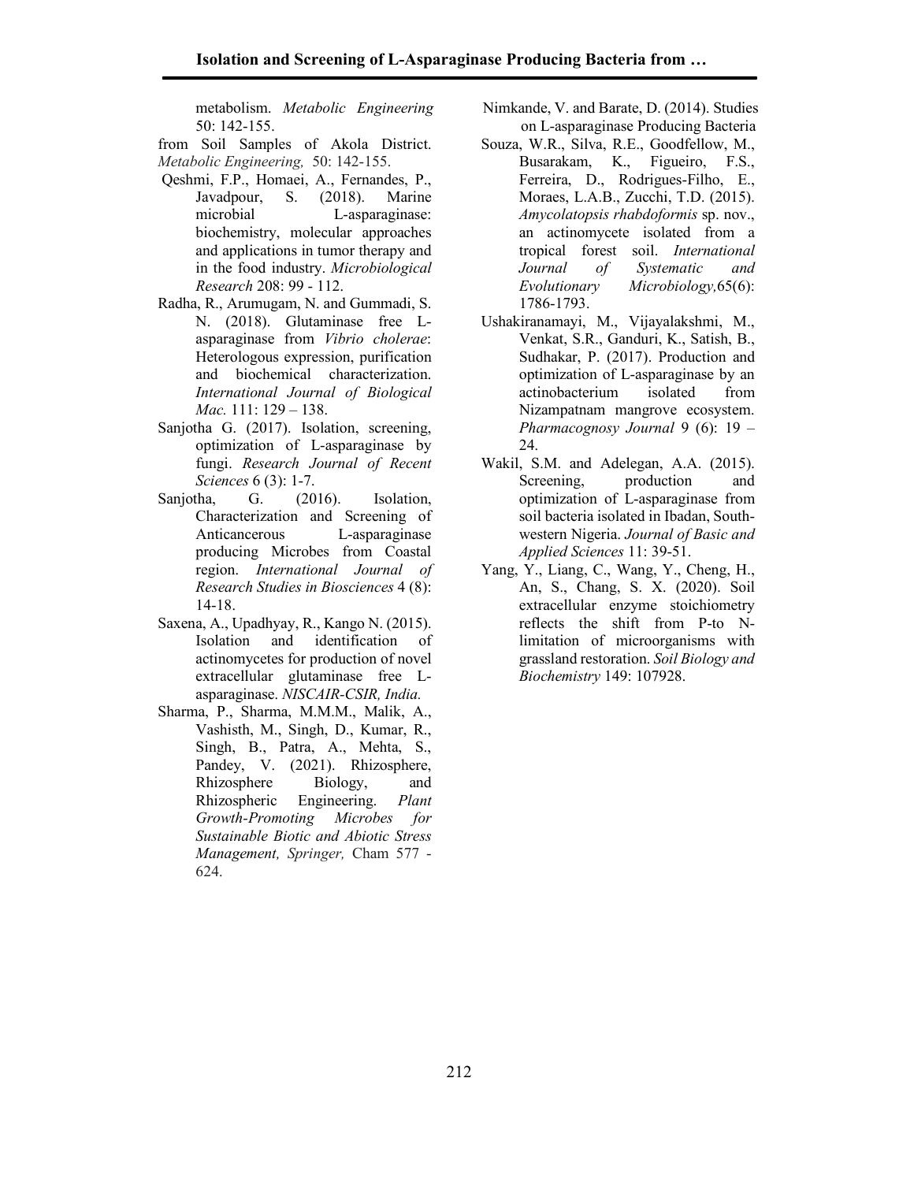metabolism. *Metabolic Engineering* 50: 142-155.

from Soil Samples of Akola District. *Metabolic Engineering,* 50: 142-155.

Qeshmi, F.P., Homaei, A., Fernandes, P., Javadpour, S. (2018). Marine microbial L-asparaginase: biochemistry, molecular approaches and applications in tumor therapy and in the food industry. *Microbiological Research* 208: 99 - 112.

Radha, R., Arumugam, N. and Gummadi, S. N. (2018). Glutaminase free L-asparaginase from *Vibrio cholerae*: Heterologous expression, purification and biochemical characterization. *International Journal of Biological Mac.* 111: 129 – 138.

Sanjotha G. (2017). Isolation, screening, optimization of L-asparaginase by fungi. *Research Journal of Recent Sciences* 6 (3): 1-7.

Sanjotha, G. (2016). Isolation, Characterization and Screening of Anticancerous L-asparaginase producing Microbes from Coastal region. *International Journal of Research Studies in Biosciences* 4 (8): 14-18.

Saxena, A., Upadhyay, R., Kango N. (2015). Isolation and identification of actinomycetes for production of novel extracellular glutaminase free L-asparaginase. *NISCAIR-CSIR, India.*

Sharma, P., Sharma, M.M.M., Malik, A., Vashisth, M., Singh, D., Kumar, R., Singh, B., Patra, A., Mehta, S., Pandey, V. (2021). Rhizosphere, Rhizosphere Biology, and Rhizospheric Engineering. *Plant Growth-Promoting Microbes for Sustainable Biotic and Abiotic Stress Management, Springer,* Cham 577 - 624.

Nimkande, V. and Barate, D. (2014). Studies on L-asparaginase Producing Bacteria

Souza, W.R., Silva, R.E., Goodfellow, M., Busarakam, K., Figueiro, F.S., Ferreira, D., Rodrigues-Filho, E., Moraes, L.A.B., Zucchi, T.D. (2015). *Amycolatopsis rhabdoformis* sp. nov., an actinomycete isolated from a tropical forest soil. *International Journal of Systematic and Evolutionary Microbiology,*65(6): 1786-1793.

Ushakiranamayi, M., Vijayalakshmi, M., Venkat, S.R., Ganduri, K., Satish, B., Sudhakar, P. (2017). Production and optimization of L-asparaginase by an actinobacterium isolated from Nizampatnam mangrove ecosystem. *Pharmacognosy Journal* 9 (6): 19 – 24.

Wakil, S.M. and Adelegan, A.A. (2015). Screening, production and optimization of L-asparaginase from soil bacteria isolated in Ibadan, South-western Nigeria. *Journal of Basic and Applied Sciences* 11: 39-51.

Yang, Y., Liang, C., Wang, Y., Cheng, H., An, S., Chang, S. X. (2020). Soil extracellular enzyme stoichiometry reflects the shift from P-to N-limitation of microorganisms with grassland restoration. *Soil Biology and Biochemistry* 149: 107928.